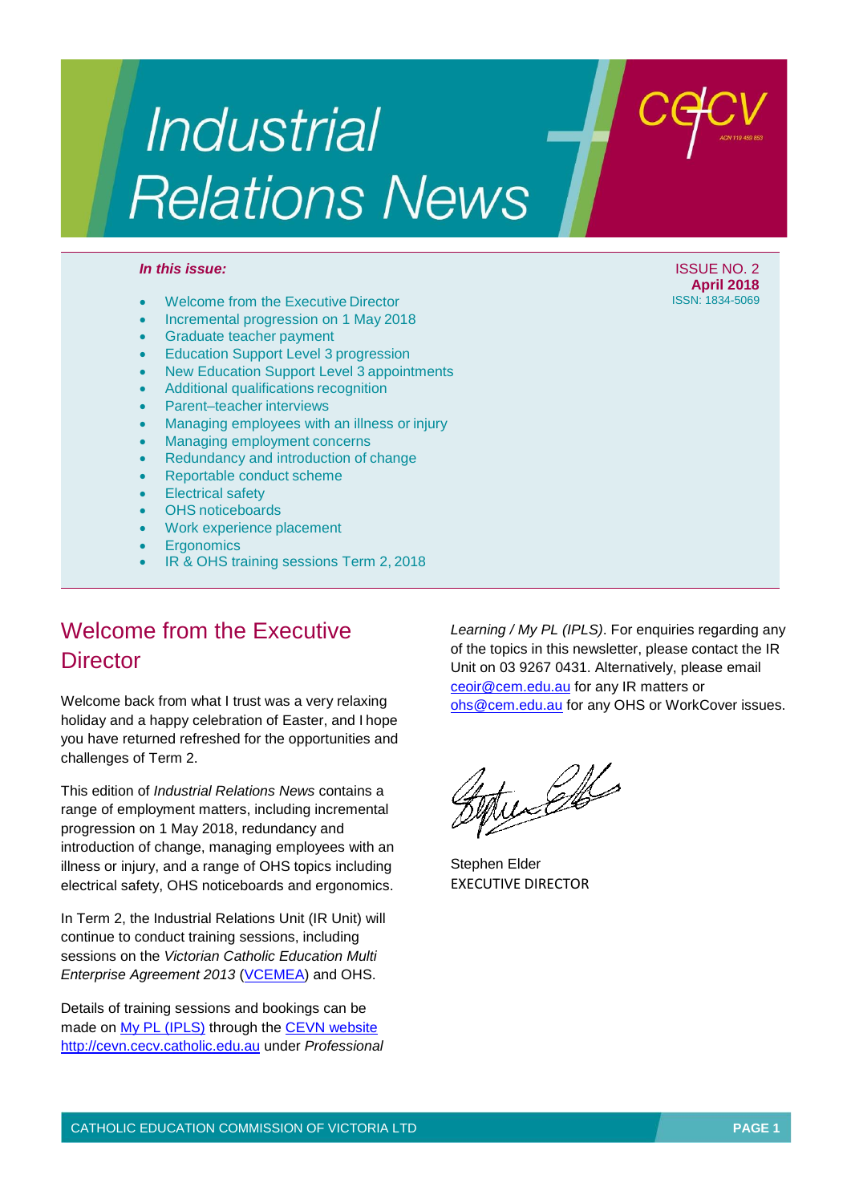# Industrial Relations News

cecv
ACN 119 459 853

*In this issue:*

ISSUE NO. 2
**April 2018**
ISSN: 1834-5069

- Welcome from the Executive Director
- Incremental progression on 1 May 2018
- Graduate teacher payment
- Education Support Level 3 progression
- New Education Support Level 3 appointments
- Additional qualifications recognition
- Parent–teacher interviews
- Managing employees with an illness or injury
- Managing employment concerns
- Redundancy and introduction of change
- Reportable conduct scheme
- Electrical safety
- OHS noticeboards
- Work experience placement
- Ergonomics
- IR & OHS training sessions Term 2, 2018

## Welcome from the Executive Director

Welcome back from what I trust was a very relaxing holiday and a happy celebration of Easter, and I hope you have returned refreshed for the opportunities and challenges of Term 2.

This edition of *Industrial Relations News* contains a range of employment matters, including incremental progression on 1 May 2018, redundancy and introduction of change, managing employees with an illness or injury, and a range of OHS topics including electrical safety, OHS noticeboards and ergonomics.

In Term 2, the Industrial Relations Unit (IR Unit) will continue to conduct training sessions, including sessions on the *Victorian Catholic Education Multi Enterprise Agreement 2013* (VCEMEA) and OHS.

Details of training sessions and bookings can be made on My PL (IPLS) through the CEVN website http://cevn.cecv.catholic.edu.au under *Professional Learning / My PL (IPLS)*. For enquiries regarding any of the topics in this newsletter, please contact the IR Unit on 03 9267 0431. Alternatively, please email ceoir@cem.edu.au for any IR matters or ohs@cem.edu.au for any OHS or WorkCover issues.

Stephen Elder
EXECUTIVE DIRECTOR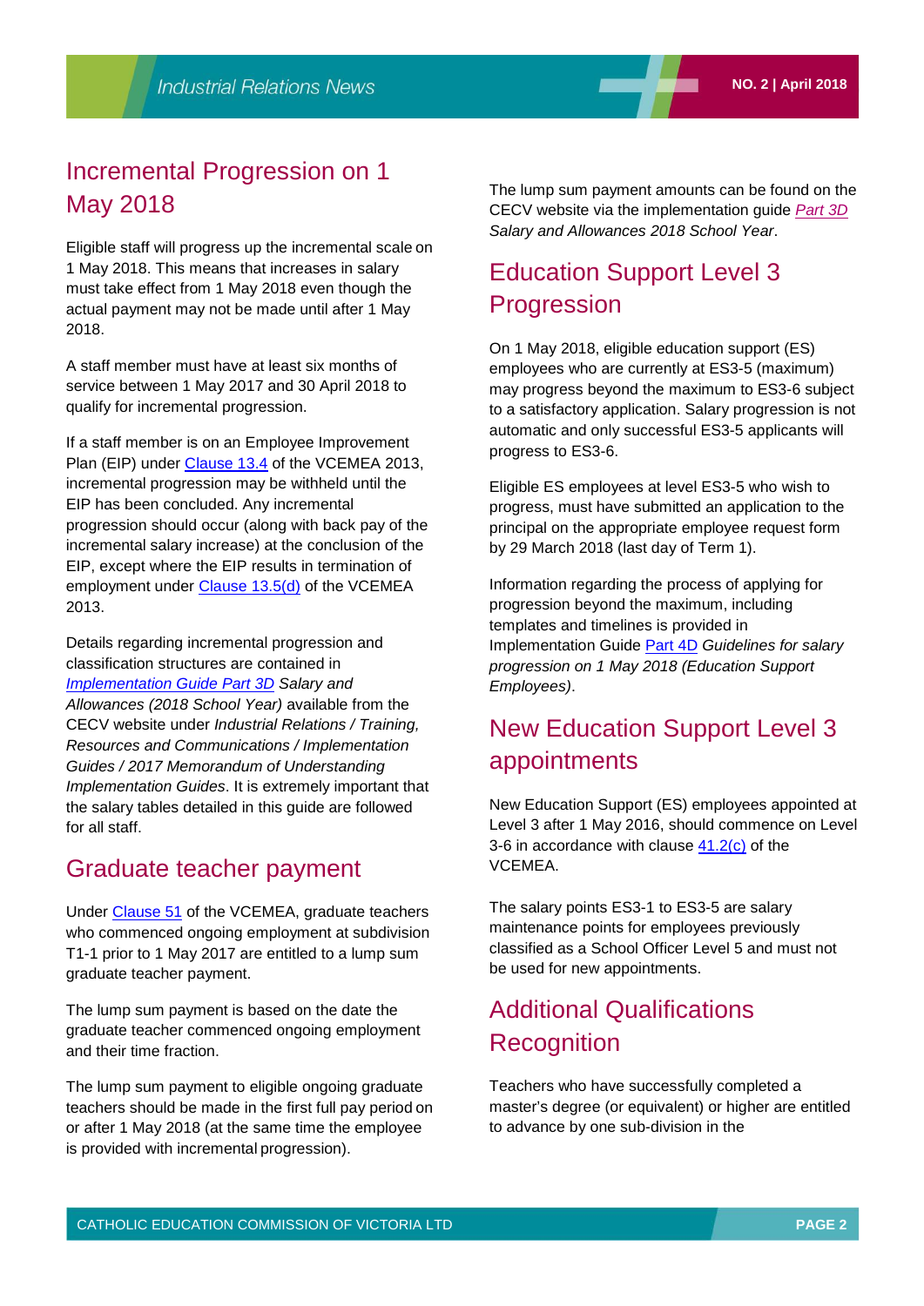## Incremental Progression on 1 May 2018

Eligible staff will progress up the incremental scale on 1 May 2018. This means that increases in salary must take effect from 1 May 2018 even though the actual payment may not be made until after 1 May 2018.

A staff member must have at least six months of service between 1 May 2017 and 30 April 2018 to qualify for incremental progression.

If a staff member is on an Employee Improvement Plan (EIP) under Clause 13.4 of the VCEMEA 2013, incremental progression may be withheld until the EIP has been concluded. Any incremental progression should occur (along with back pay of the incremental salary increase) at the conclusion of the EIP, except where the EIP results in termination of employment under Clause 13.5(d) of the VCEMEA 2013.

Details regarding incremental progression and classification structures are contained in *Implementation Guide Part 3D Salary and Allowances (2018 School Year)* available from the CECV website under *Industrial Relations / Training, Resources and Communications / Implementation Guides / 2017 Memorandum of Understanding Implementation Guides*. It is extremely important that the salary tables detailed in this guide are followed for all staff.

## Graduate teacher payment

Under Clause 51 of the VCEMEA, graduate teachers who commenced ongoing employment at subdivision T1-1 prior to 1 May 2017 are entitled to a lump sum graduate teacher payment.

The lump sum payment is based on the date the graduate teacher commenced ongoing employment and their time fraction.

The lump sum payment to eligible ongoing graduate teachers should be made in the first full pay period on or after 1 May 2018 (at the same time the employee is provided with incremental progression).

The lump sum payment amounts can be found on the CECV website via the implementation guide *Part 3D Salary and Allowances 2018 School Year*.

## Education Support Level 3 Progression

On 1 May 2018, eligible education support (ES) employees who are currently at ES3-5 (maximum) may progress beyond the maximum to ES3-6 subject to a satisfactory application. Salary progression is not automatic and only successful ES3-5 applicants will progress to ES3-6.

Eligible ES employees at level ES3-5 who wish to progress, must have submitted an application to the principal on the appropriate employee request form by 29 March 2018 (last day of Term 1).

Information regarding the process of applying for progression beyond the maximum, including templates and timelines is provided in Implementation Guide Part 4D *Guidelines for salary progression on 1 May 2018 (Education Support Employees)*.

## New Education Support Level 3 appointments

New Education Support (ES) employees appointed at Level 3 after 1 May 2016, should commence on Level 3-6 in accordance with clause 41.2(c) of the VCEMEA.

The salary points ES3-1 to ES3-5 are salary maintenance points for employees previously classified as a School Officer Level 5 and must not be used for new appointments.

## Additional Qualifications Recognition

Teachers who have successfully completed a master's degree (or equivalent) or higher are entitled to advance by one sub-division in the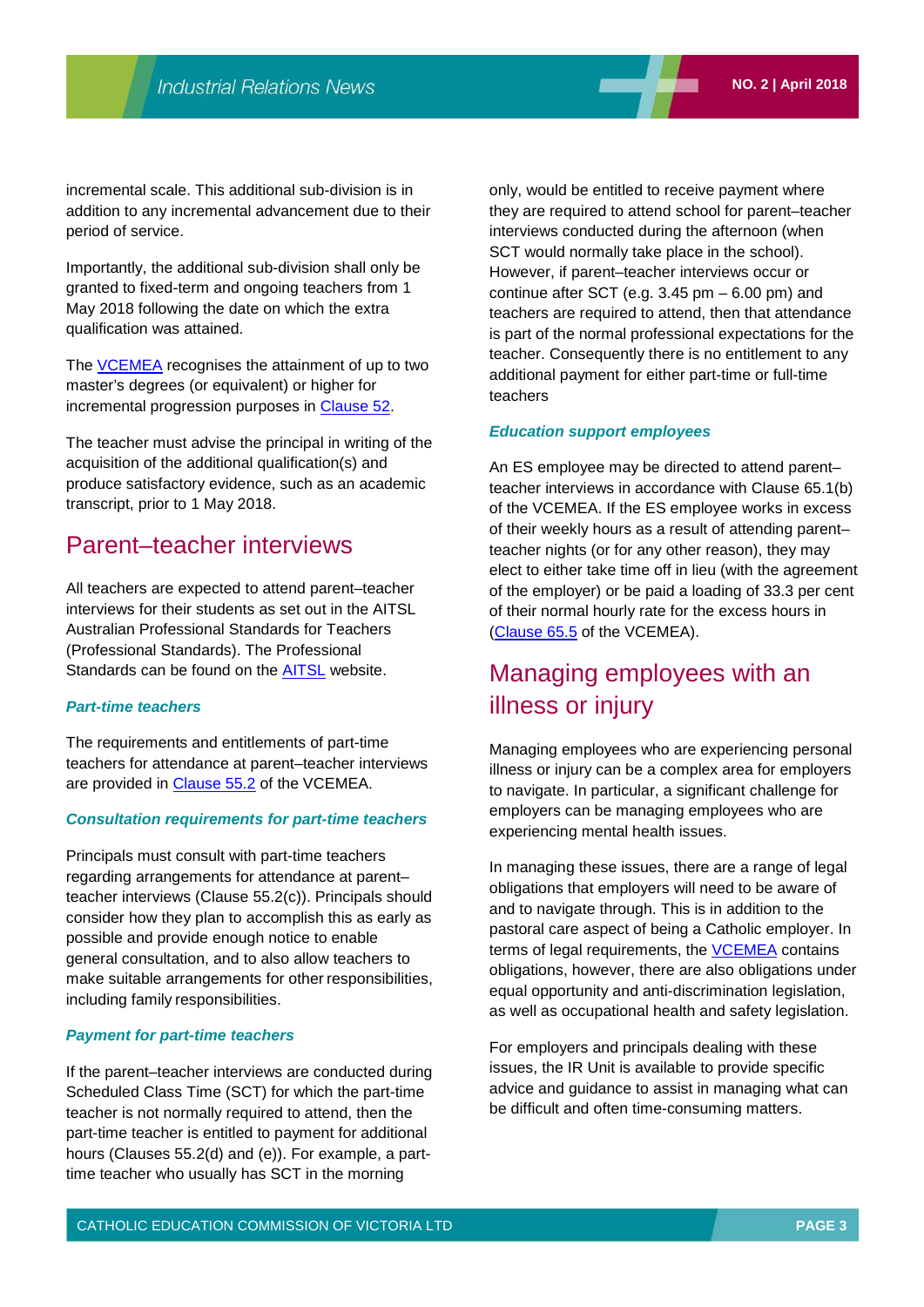incremental scale. This additional sub-division is in addition to any incremental advancement due to their period of service.

Importantly, the additional sub-division shall only be granted to fixed-term and ongoing teachers from 1 May 2018 following the date on which the extra qualification was attained.

The VCEMEA recognises the attainment of up to two master's degrees (or equivalent) or higher for incremental progression purposes in Clause 52.

The teacher must advise the principal in writing of the acquisition of the additional qualification(s) and produce satisfactory evidence, such as an academic transcript, prior to 1 May 2018.

## Parent–teacher interviews

All teachers are expected to attend parent–teacher interviews for their students as set out in the AITSL Australian Professional Standards for Teachers (Professional Standards). The Professional Standards can be found on the AITSL website.

### *Part-time teachers*

The requirements and entitlements of part-time teachers for attendance at parent–teacher interviews are provided in Clause 55.2 of the VCEMEA.

### *Consultation requirements for part-time teachers*

Principals must consult with part-time teachers regarding arrangements for attendance at parent–teacher interviews (Clause 55.2(c)). Principals should consider how they plan to accomplish this as early as possible and provide enough notice to enable general consultation, and to also allow teachers to make suitable arrangements for other responsibilities, including family responsibilities.

### *Payment for part-time teachers*

If the parent–teacher interviews are conducted during Scheduled Class Time (SCT) for which the part-time teacher is not normally required to attend, then the part-time teacher is entitled to payment for additional hours (Clauses 55.2(d) and (e)). For example, a part-time teacher who usually has SCT in the morning only, would be entitled to receive payment where they are required to attend school for parent–teacher interviews conducted during the afternoon (when SCT would normally take place in the school). However, if parent–teacher interviews occur or continue after SCT (e.g. 3.45 pm – 6.00 pm) and teachers are required to attend, then that attendance is part of the normal professional expectations for the teacher. Consequently there is no entitlement to any additional payment for either part-time or full-time teachers

### *Education support employees*

An ES employee may be directed to attend parent–teacher interviews in accordance with Clause 65.1(b) of the VCEMEA. If the ES employee works in excess of their weekly hours as a result of attending parent–teacher nights (or for any other reason), they may elect to either take time off in lieu (with the agreement of the employer) or be paid a loading of 33.3 per cent of their normal hourly rate for the excess hours in (Clause 65.5 of the VCEMEA).

## Managing employees with an illness or injury

Managing employees who are experiencing personal illness or injury can be a complex area for employers to navigate. In particular, a significant challenge for employers can be managing employees who are experiencing mental health issues.

In managing these issues, there are a range of legal obligations that employers will need to be aware of and to navigate through. This is in addition to the pastoral care aspect of being a Catholic employer. In terms of legal requirements, the VCEMEA contains obligations, however, there are also obligations under equal opportunity and anti-discrimination legislation, as well as occupational health and safety legislation.

For employers and principals dealing with these issues, the IR Unit is available to provide specific advice and guidance to assist in managing what can be difficult and often time-consuming matters.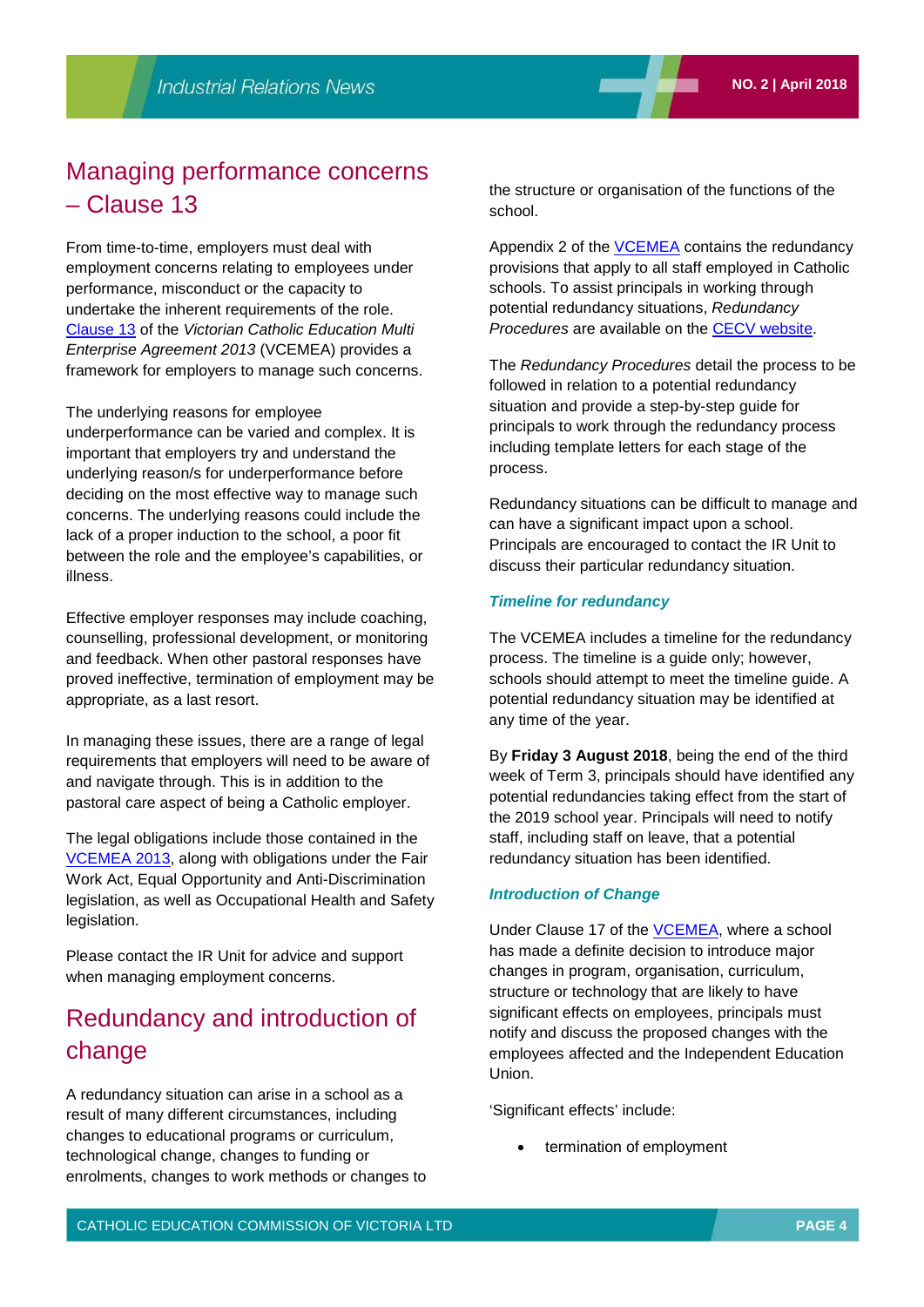## Managing performance concerns – Clause 13

From time-to-time, employers must deal with employment concerns relating to employees under performance, misconduct or the capacity to undertake the inherent requirements of the role. Clause 13 of the *Victorian Catholic Education Multi Enterprise Agreement 2013* (VCEMEA) provides a framework for employers to manage such concerns.

The underlying reasons for employee underperformance can be varied and complex. It is important that employers try and understand the underlying reason/s for underperformance before deciding on the most effective way to manage such concerns. The underlying reasons could include the lack of a proper induction to the school, a poor fit between the role and the employee's capabilities, or illness.

Effective employer responses may include coaching, counselling, professional development, or monitoring and feedback. When other pastoral responses have proved ineffective, termination of employment may be appropriate, as a last resort.

In managing these issues, there are a range of legal requirements that employers will need to be aware of and navigate through. This is in addition to the pastoral care aspect of being a Catholic employer.

The legal obligations include those contained in the VCEMEA 2013, along with obligations under the Fair Work Act, Equal Opportunity and Anti-Discrimination legislation, as well as Occupational Health and Safety legislation.

Please contact the IR Unit for advice and support when managing employment concerns.

## Redundancy and introduction of change

A redundancy situation can arise in a school as a result of many different circumstances, including changes to educational programs or curriculum, technological change, changes to funding or enrolments, changes to work methods or changes to the structure or organisation of the functions of the school.

Appendix 2 of the VCEMEA contains the redundancy provisions that apply to all staff employed in Catholic schools. To assist principals in working through potential redundancy situations, *Redundancy Procedures* are available on the CECV website.

The *Redundancy Procedures* detail the process to be followed in relation to a potential redundancy situation and provide a step-by-step guide for principals to work through the redundancy process including template letters for each stage of the process.

Redundancy situations can be difficult to manage and can have a significant impact upon a school. Principals are encouraged to contact the IR Unit to discuss their particular redundancy situation.

### *Timeline for redundancy*

The VCEMEA includes a timeline for the redundancy process. The timeline is a guide only; however, schools should attempt to meet the timeline guide. A potential redundancy situation may be identified at any time of the year.

By **Friday 3 August 2018**, being the end of the third week of Term 3, principals should have identified any potential redundancies taking effect from the start of the 2019 school year. Principals will need to notify staff, including staff on leave, that a potential redundancy situation has been identified.

### *Introduction of Change*

Under Clause 17 of the VCEMEA, where a school has made a definite decision to introduce major changes in program, organisation, curriculum, structure or technology that are likely to have significant effects on employees, principals must notify and discuss the proposed changes with the employees affected and the Independent Education Union.

'Significant effects' include:

- termination of employment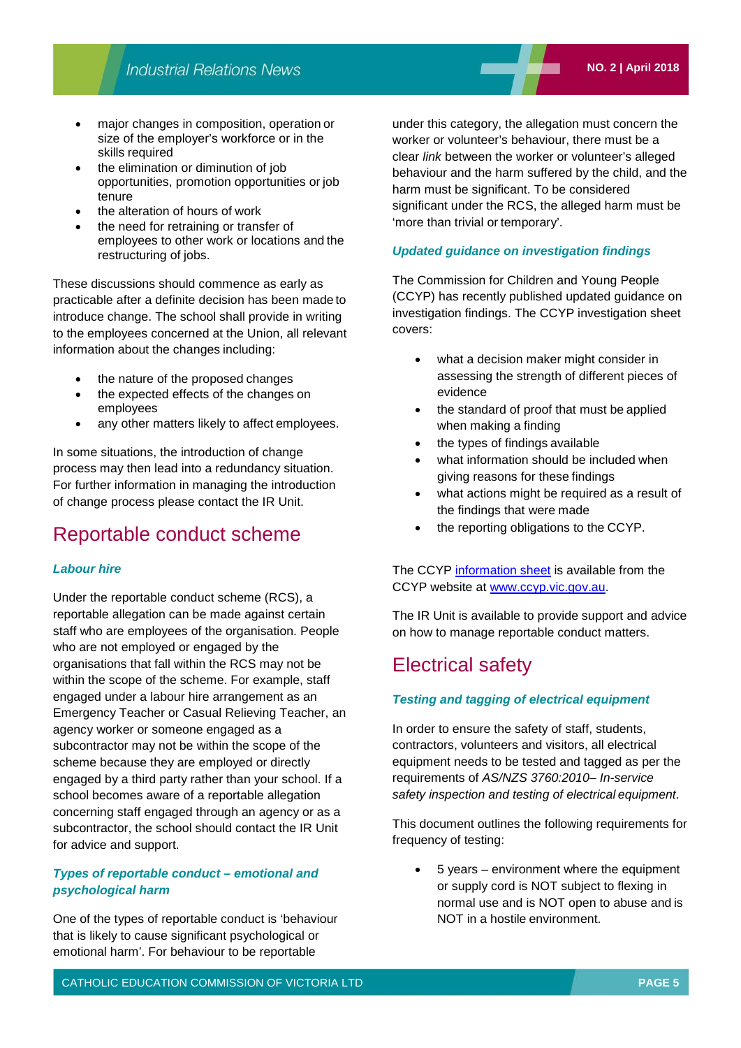- major changes in composition, operation or size of the employer's workforce or in the skills required
- the elimination or diminution of job opportunities, promotion opportunities or job tenure
- the alteration of hours of work
- the need for retraining or transfer of employees to other work or locations and the restructuring of jobs.

These discussions should commence as early as practicable after a definite decision has been made to introduce change. The school shall provide in writing to the employees concerned at the Union, all relevant information about the changes including:

- the nature of the proposed changes
- the expected effects of the changes on employees
- any other matters likely to affect employees.

In some situations, the introduction of change process may then lead into a redundancy situation. For further information in managing the introduction of change process please contact the IR Unit.

# Reportable conduct scheme

### *Labour hire*

Under the reportable conduct scheme (RCS), a reportable allegation can be made against certain staff who are employees of the organisation. People who are not employed or engaged by the organisations that fall within the RCS may not be within the scope of the scheme. For example, staff engaged under a labour hire arrangement as an Emergency Teacher or Casual Relieving Teacher, an agency worker or someone engaged as a subcontractor may not be within the scope of the scheme because they are employed or directly engaged by a third party rather than your school. If a school becomes aware of a reportable allegation concerning staff engaged through an agency or as a subcontractor, the school should contact the IR Unit for advice and support.

### *Types of reportable conduct – emotional and psychological harm*

One of the types of reportable conduct is 'behaviour that is likely to cause significant psychological or emotional harm'. For behaviour to be reportable under this category, the allegation must concern the worker or volunteer's behaviour, there must be a clear *link* between the worker or volunteer's alleged behaviour and the harm suffered by the child, and the harm must be significant. To be considered significant under the RCS, the alleged harm must be 'more than trivial or temporary'.

### *Updated guidance on investigation findings*

The Commission for Children and Young People (CCYP) has recently published updated guidance on investigation findings. The CCYP investigation sheet covers:

- what a decision maker might consider in assessing the strength of different pieces of evidence
- the standard of proof that must be applied when making a finding
- the types of findings available
- what information should be included when giving reasons for these findings
- what actions might be required as a result of the findings that were made
- the reporting obligations to the CCYP.

The CCYP information sheet is available from the CCYP website at www.ccyp.vic.gov.au.

The IR Unit is available to provide support and advice on how to manage reportable conduct matters.

# Electrical safety

### *Testing and tagging of electrical equipment*

In order to ensure the safety of staff, students, contractors, volunteers and visitors, all electrical equipment needs to be tested and tagged as per the requirements of *AS/NZS 3760:2010– In-service safety inspection and testing of electrical equipment*.

This document outlines the following requirements for frequency of testing:

- 5 years – environment where the equipment or supply cord is NOT subject to flexing in normal use and is NOT open to abuse and is NOT in a hostile environment.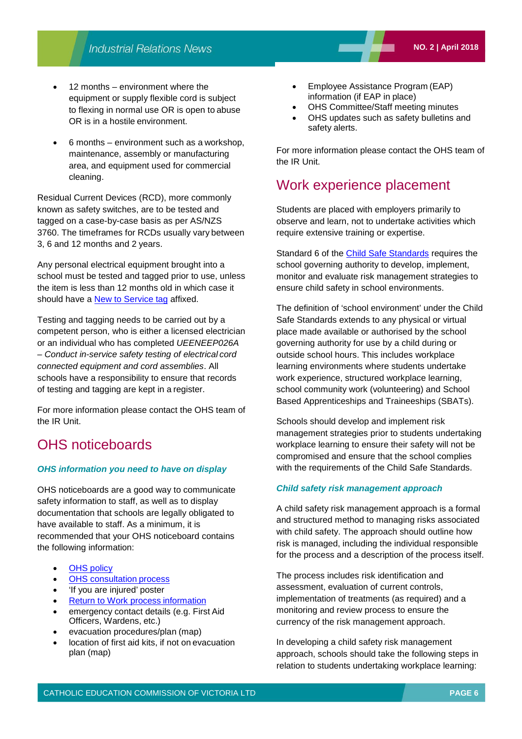- 12 months – environment where the equipment or supply flexible cord is subject to flexing in normal use OR is open to abuse OR is in a hostile environment.
- 6 months – environment such as a workshop, maintenance, assembly or manufacturing area, and equipment used for commercial cleaning.

Residual Current Devices (RCD), more commonly known as safety switches, are to be tested and tagged on a case-by-case basis as per AS/NZS 3760. The timeframes for RCDs usually vary between 3, 6 and 12 months and 2 years.

Any personal electrical equipment brought into a school must be tested and tagged prior to use, unless the item is less than 12 months old in which case it should have a New to Service tag affixed.

Testing and tagging needs to be carried out by a competent person, who is either a licensed electrician or an individual who has completed *UEENEEP026A – Conduct in-service safety testing of electrical cord connected equipment and cord assemblies*. All schools have a responsibility to ensure that records of testing and tagging are kept in a register.

For more information please contact the OHS team of the IR Unit.

## OHS noticeboards

### *OHS information you need to have on display*

OHS noticeboards are a good way to communicate safety information to staff, as well as to display documentation that schools are legally obligated to have available to staff. As a minimum, it is recommended that your OHS noticeboard contains the following information:

- OHS policy
- OHS consultation process
- 'If you are injured' poster
- Return to Work process information
- emergency contact details (e.g. First Aid Officers, Wardens, etc.)
- evacuation procedures/plan (map)
- location of first aid kits, if not on evacuation plan (map)
- Employee Assistance Program (EAP) information (if EAP in place)
- OHS Committee/Staff meeting minutes
- OHS updates such as safety bulletins and safety alerts.

For more information please contact the OHS team of the IR Unit.

## Work experience placement

Students are placed with employers primarily to observe and learn, not to undertake activities which require extensive training or expertise.

Standard 6 of the Child Safe Standards requires the school governing authority to develop, implement, monitor and evaluate risk management strategies to ensure child safety in school environments.

The definition of 'school environment' under the Child Safe Standards extends to any physical or virtual place made available or authorised by the school governing authority for use by a child during or outside school hours. This includes workplace learning environments where students undertake work experience, structured workplace learning, school community work (volunteering) and School Based Apprenticeships and Traineeships (SBATs).

Schools should develop and implement risk management strategies prior to students undertaking workplace learning to ensure their safety will not be compromised and ensure that the school complies with the requirements of the Child Safe Standards.

### *Child safety risk management approach*

A child safety risk management approach is a formal and structured method to managing risks associated with child safety. The approach should outline how risk is managed, including the individual responsible for the process and a description of the process itself.

The process includes risk identification and assessment, evaluation of current controls, implementation of treatments (as required) and a monitoring and review process to ensure the currency of the risk management approach.

In developing a child safety risk management approach, schools should take the following steps in relation to students undertaking workplace learning: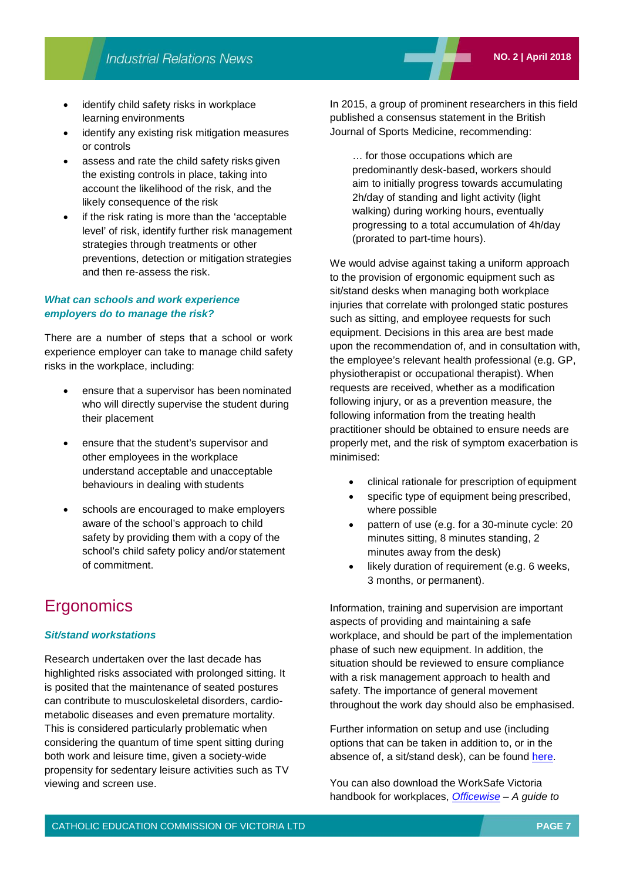- identify child safety risks in workplace learning environments
- identify any existing risk mitigation measures or controls
- assess and rate the child safety risks given the existing controls in place, taking into account the likelihood of the risk, and the likely consequence of the risk
- if the risk rating is more than the 'acceptable level' of risk, identify further risk management strategies through treatments or other preventions, detection or mitigation strategies and then re-assess the risk.

### *What can schools and work experience employers do to manage the risk?*

There are a number of steps that a school or work experience employer can take to manage child safety risks in the workplace, including:

- ensure that a supervisor has been nominated who will directly supervise the student during their placement

- ensure that the student's supervisor and other employees in the workplace understand acceptable and unacceptable behaviours in dealing with students

- schools are encouraged to make employers aware of the school's approach to child safety by providing them with a copy of the school's child safety policy and/or statement of commitment.

## Ergonomics

### *Sit/stand workstations*

Research undertaken over the last decade has highlighted risks associated with prolonged sitting. It is posited that the maintenance of seated postures can contribute to musculoskeletal disorders, cardio-metabolic diseases and even premature mortality. This is considered particularly problematic when considering the quantum of time spent sitting during both work and leisure time, given a society-wide propensity for sedentary leisure activities such as TV viewing and screen use.

In 2015, a group of prominent researchers in this field published a consensus statement in the British Journal of Sports Medicine, recommending:

> … for those occupations which are predominantly desk-based, workers should aim to initially progress towards accumulating 2h/day of standing and light activity (light walking) during working hours, eventually progressing to a total accumulation of 4h/day (prorated to part-time hours).

We would advise against taking a uniform approach to the provision of ergonomic equipment such as sit/stand desks when managing both workplace injuries that correlate with prolonged static postures such as sitting, and employee requests for such equipment. Decisions in this area are best made upon the recommendation of, and in consultation with, the employee's relevant health professional (e.g. GP, physiotherapist or occupational therapist). When requests are received, whether as a modification following injury, or as a prevention measure, the following information from the treating health practitioner should be obtained to ensure needs are properly met, and the risk of symptom exacerbation is minimised:

- clinical rationale for prescription of equipment
- specific type of equipment being prescribed, where possible
- pattern of use (e.g. for a 30-minute cycle: 20 minutes sitting, 8 minutes standing, 2 minutes away from the desk)
- likely duration of requirement (e.g. 6 weeks, 3 months, or permanent).

Information, training and supervision are important aspects of providing and maintaining a safe workplace, and should be part of the implementation phase of such new equipment. In addition, the situation should be reviewed to ensure compliance with a risk management approach to health and safety. The importance of general movement throughout the work day should also be emphasised.

Further information on setup and use (including options that can be taken in addition to, or in the absence of, a sit/stand desk), can be found here.

You can also download the WorkSafe Victoria handbook for workplaces, *Officewise – A guide to*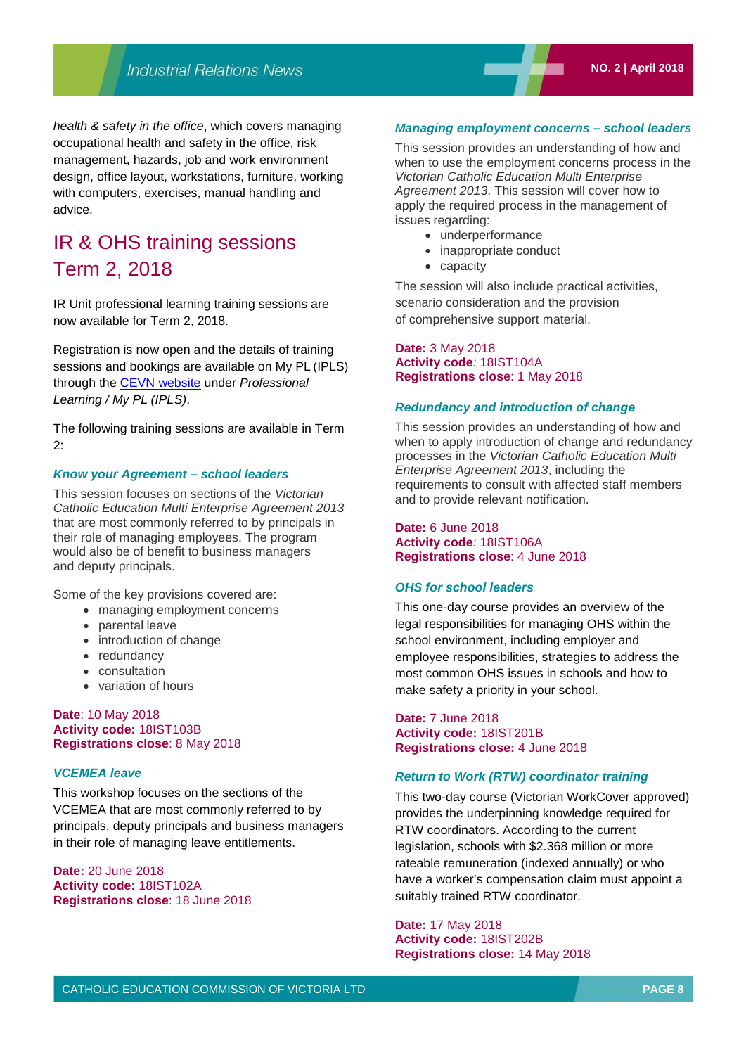*health & safety in the office*, which covers managing occupational health and safety in the office, risk management, hazards, job and work environment design, office layout, workstations, furniture, working with computers, exercises, manual handling and advice.

## IR & OHS training sessions Term 2, 2018

IR Unit professional learning training sessions are now available for Term 2, 2018.

Registration is now open and the details of training sessions and bookings are available on My PL (IPLS) through the CEVN website under *Professional Learning / My PL (IPLS)*.

The following training sessions are available in Term 2:

### *Know your Agreement – school leaders*

This session focuses on sections of the *Victorian Catholic Education Multi Enterprise Agreement 2013* that are most commonly referred to by principals in their role of managing employees. The program would also be of benefit to business managers and deputy principals.

Some of the key provisions covered are:

- managing employment concerns
- parental leave
- introduction of change
- redundancy
- consultation
- variation of hours

**Date**: 10 May 2018
**Activity code:** 18IST103B
**Registrations close**: 8 May 2018

### *VCEMEA leave*

This workshop focuses on the sections of the VCEMEA that are most commonly referred to by principals, deputy principals and business managers in their role of managing leave entitlements.

**Date:** 20 June 2018
**Activity code:** 18IST102A
**Registrations close**: 18 June 2018

### *Managing employment concerns – school leaders*

This session provides an understanding of how and when to use the employment concerns process in the *Victorian Catholic Education Multi Enterprise Agreement 2013*. This session will cover how to apply the required process in the management of issues regarding:

- underperformance
- inappropriate conduct
- capacity

The session will also include practical activities, scenario consideration and the provision of comprehensive support material.

**Date:** 3 May 2018
**Activity code**: 18IST104A
**Registrations close**: 1 May 2018

### *Redundancy and introduction of change*

This session provides an understanding of how and when to apply introduction of change and redundancy processes in the *Victorian Catholic Education Multi Enterprise Agreement 2013*, including the requirements to consult with affected staff members and to provide relevant notification.

**Date:** 6 June 2018
**Activity code**: 18IST106A
**Registrations close**: 4 June 2018

### *OHS for school leaders*

This one-day course provides an overview of the legal responsibilities for managing OHS within the school environment, including employer and employee responsibilities, strategies to address the most common OHS issues in schools and how to make safety a priority in your school.

**Date:** 7 June 2018
**Activity code:** 18IST201B
**Registrations close:** 4 June 2018

### *Return to Work (RTW) coordinator training*

This two-day course (Victorian WorkCover approved) provides the underpinning knowledge required for RTW coordinators. According to the current legislation, schools with $2.368 million or more rateable remuneration (indexed annually) or who have a worker's compensation claim must appoint a suitably trained RTW coordinator.

**Date:** 17 May 2018
**Activity code:** 18IST202B
**Registrations close:** 14 May 2018